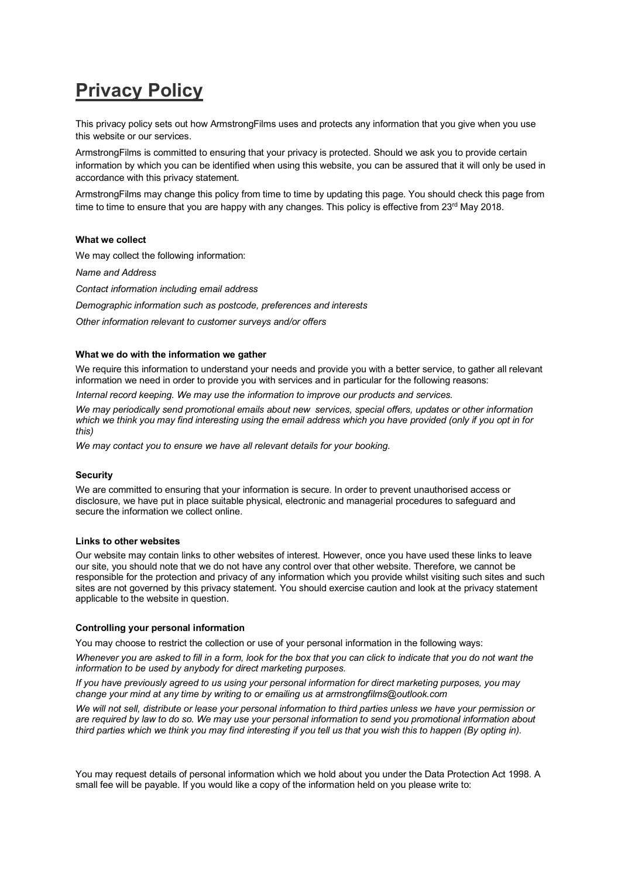# Privacy Policy

This privacy policy sets out how ArmstrongFilms uses and protects any information that you give when you use this website or our services.

ArmstrongFilms is committed to ensuring that your privacy is protected. Should we ask you to provide certain information by which you can be identified when using this website, you can be assured that it will only be used in accordance with this privacy statement.

ArmstrongFilms may change this policy from time to time by updating this page. You should check this page from time to time to ensure that you are happy with any changes. This policy is effective from 23rd May 2018.

**What we collect**

We may collect the following information:

*Name and Address*

*Contact information including email address*

*Demographic information such as postcode, preferences and interests*

*Other information relevant to customer surveys and/or offers*

**What we do with the information we gather**

We require this information to understand your needs and provide you with a better service, to gather all relevant information we need in order to provide you with services and in particular for the following reasons:

*Internal record keeping. We may use the information to improve our products and services.*

*We may periodically send promotional emails about new services, special offers, updates or other information which we think you may find interesting using the email address which you have provided (only if you opt in for this)*

*We may contact you to ensure we have all relevant details for your booking.*

**Security**

We are committed to ensuring that your information is secure. In order to prevent unauthorised access or disclosure, we have put in place suitable physical, electronic and managerial procedures to safeguard and secure the information we collect online.

**Links to other websites**

Our website may contain links to other websites of interest. However, once you have used these links to leave our site, you should note that we do not have any control over that other website. Therefore, we cannot be responsible for the protection and privacy of any information which you provide whilst visiting such sites and such sites are not governed by this privacy statement. You should exercise caution and look at the privacy statement applicable to the website in question.

**Controlling your personal information**

You may choose to restrict the collection or use of your personal information in the following ways:

*Whenever you are asked to fill in a form, look for the box that you can click to indicate that you do not want the information to be used by anybody for direct marketing purposes.*

*If you have previously agreed to us using your personal information for direct marketing purposes, you may change your mind at any time by writing to or emailing us at armstrongfilms@outlook.com*

*We will not sell, distribute or lease your personal information to third parties unless we have your permission or are required by law to do so. We may use your personal information to send you promotional information about third parties which we think you may find interesting if you tell us that you wish this to happen (By opting in).*

You may request details of personal information which we hold about you under the Data Protection Act 1998. A small fee will be payable. If you would like a copy of the information held on you please write to: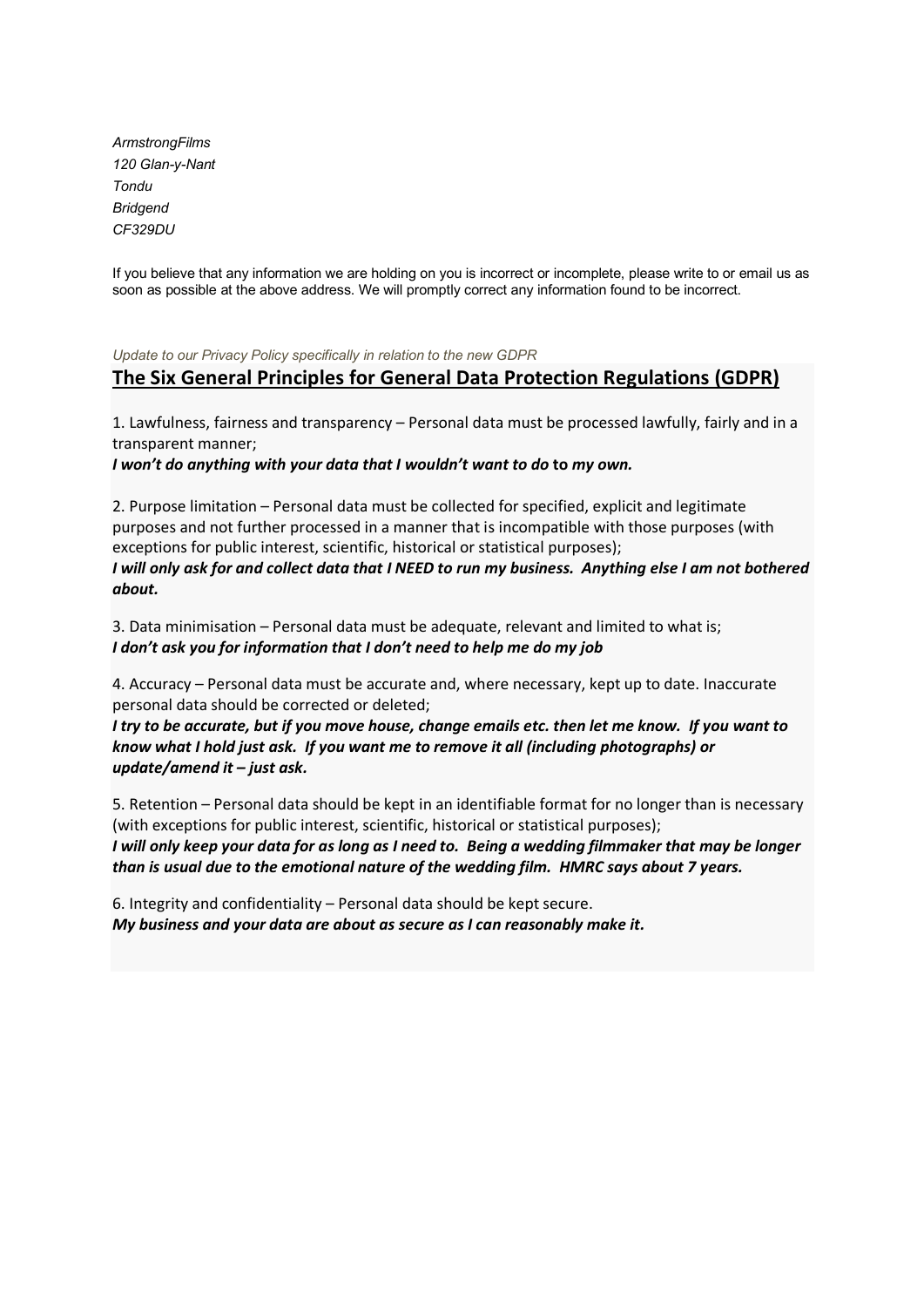*ArmstrongFilms*
*120 Glan-y-Nant*
*Tondu*
*Bridgend*
*CF329DU*

If you believe that any information we are holding on you is incorrect or incomplete, please write to or email us as soon as possible at the above address. We will promptly correct any information found to be incorrect.

*Update to our Privacy Policy specifically in relation to the new GDPR*

## The Six General Principles for General Data Protection Regulations (GDPR)

1. Lawfulness, fairness and transparency – Personal data must be processed lawfully, fairly and in a transparent manner;
***I won't do anything with your data that I wouldn't want to do* to *my own.***

2. Purpose limitation – Personal data must be collected for specified, explicit and legitimate purposes and not further processed in a manner that is incompatible with those purposes (with exceptions for public interest, scientific, historical or statistical purposes);
***I will only ask for and collect data that I NEED to run my business. Anything else I am not bothered about.***

3. Data minimisation – Personal data must be adequate, relevant and limited to what is;
***I don't ask you for information that I don't need to help me do my job***

4. Accuracy – Personal data must be accurate and, where necessary, kept up to date. Inaccurate personal data should be corrected or deleted;
***I try to be accurate, but if you move house, change emails etc. then let me know. If you want to know what I hold just ask. If you want me to remove it all (including photographs) or update/amend it – just ask.***

5. Retention – Personal data should be kept in an identifiable format for no longer than is necessary (with exceptions for public interest, scientific, historical or statistical purposes);
***I will only keep your data for as long as I need to. Being a wedding filmmaker that may be longer than is usual due to the emotional nature of the wedding film. HMRC says about 7 years.***

6. Integrity and confidentiality – Personal data should be kept secure.
***My business and your data are about as secure as I can reasonably make it.***